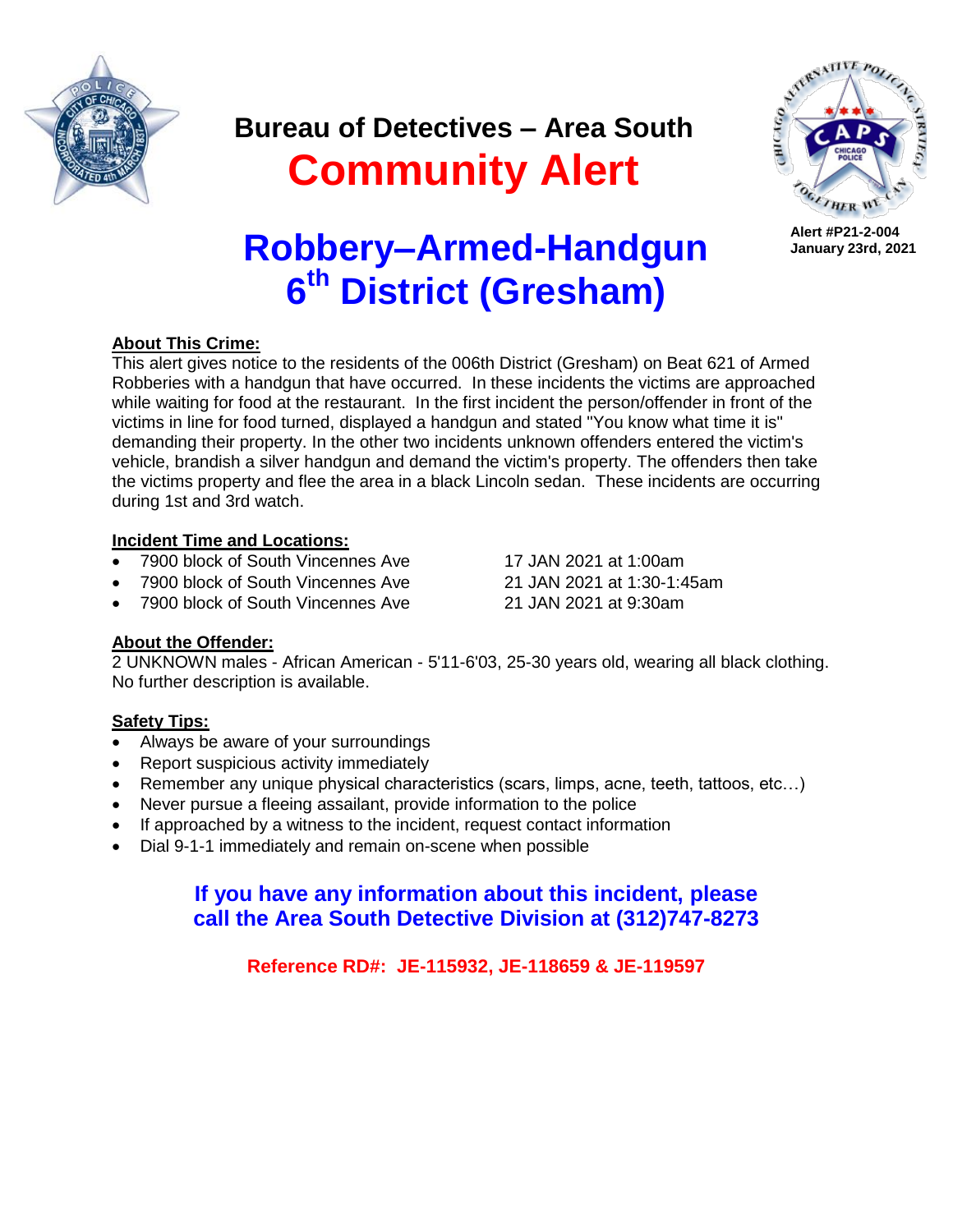# Bureau of Detectives – Area South

# Community Alert

**Alert #P21-2-004**
**January 23rd, 2021**

## Robbery–Armed-Handgun
## 6th District (Gresham)

**About This Crime:**

This alert gives notice to the residents of the 006th District (Gresham) on Beat 621 of Armed Robberies with a handgun that have occurred. In these incidents the victims are approached while waiting for food at the restaurant. In the first incident the person/offender in front of the victims in line for food turned, displayed a handgun and stated "You know what time it is" demanding their property. In the other two incidents unknown offenders entered the victim's vehicle, brandish a silver handgun and demand the victim's property. The offenders then take the victims property and flee the area in a black Lincoln sedan. These incidents are occurring during 1st and 3rd watch.

**Incident Time and Locations:**

- 7900 block of South Vincennes Ave — 17 JAN 2021 at 1:00am
- 7900 block of South Vincennes Ave — 21 JAN 2021 at 1:30-1:45am
- 7900 block of South Vincennes Ave — 21 JAN 2021 at 9:30am

**About the Offender:**

2 UNKNOWN males - African American - 5'11-6'03, 25-30 years old, wearing all black clothing. No further description is available.

**Safety Tips:**

- Always be aware of your surroundings
- Report suspicious activity immediately
- Remember any unique physical characteristics (scars, limps, acne, teeth, tattoos, etc…)
- Never pursue a fleeing assailant, provide information to the police
- If approached by a witness to the incident, request contact information
- Dial 9-1-1 immediately and remain on-scene when possible

**If you have any information about this incident, please call the Area South Detective Division at (312)747-8273**

**Reference RD#: JE-115932, JE-118659 & JE-119597**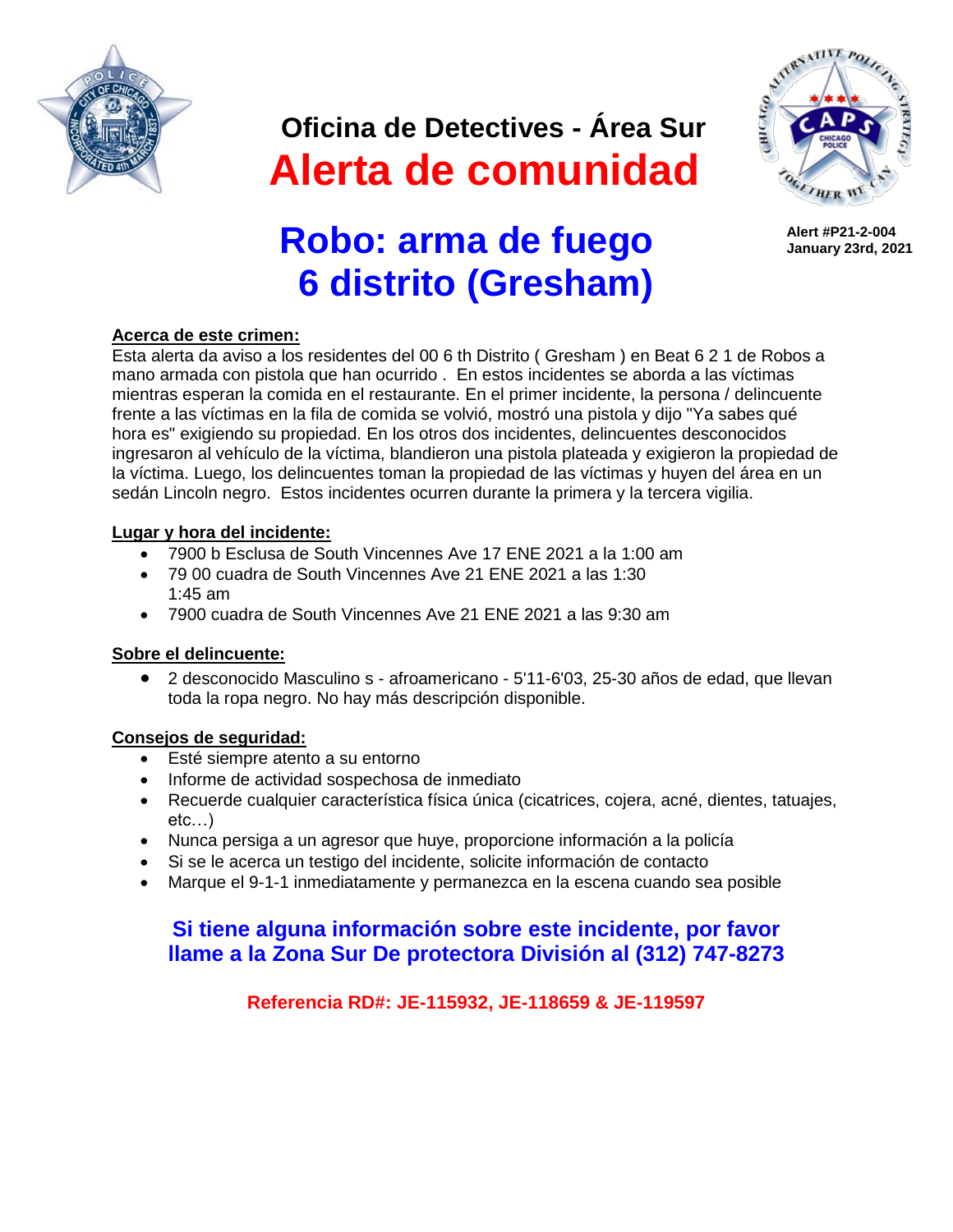# Oficina de Detectives - Área Sur

# Alerta de comunidad

Alert #P21-2-004
January 23rd, 2021

## Robo: arma de fuego 6 distrito (Gresham)

**Acerca de este crimen:**

Esta alerta da aviso a los residentes del 00 6 th Distrito ( Gresham ) en Beat 6 2 1 de Robos a mano armada con pistola que han ocurrido . En estos incidentes se aborda a las víctimas mientras esperan la comida en el restaurante. En el primer incidente, la persona / delincuente frente a las víctimas en la fila de comida se volvió, mostró una pistola y dijo "Ya sabes qué hora es" exigiendo su propiedad. En los otros dos incidentes, delincuentes desconocidos ingresaron al vehículo de la víctima, blandieron una pistola plateada y exigieron la propiedad de la víctima. Luego, los delincuentes toman la propiedad de las víctimas y huyen del área en un sedán Lincoln negro. Estos incidentes ocurren durante la primera y la tercera vigilia.

**Lugar y hora del incidente:**

- 7900 b Esclusa de South Vincennes Ave 17 ENE 2021 a la 1:00 am
- 79 00 cuadra de South Vincennes Ave 21 ENE 2021 a las 1:30 1:45 am
- 7900 cuadra de South Vincennes Ave 21 ENE 2021 a las 9:30 am

**Sobre el delincuente:**

- 2 desconocido Masculino s - afroamericano - 5'11-6'03, 25-30 años de edad, que llevan toda la ropa negro. No hay más descripción disponible.

**Consejos de seguridad:**

- Esté siempre atento a su entorno
- Informe de actividad sospechosa de inmediato
- Recuerde cualquier característica física única (cicatrices, cojera, acné, dientes, tatuajes, etc…)
- Nunca persiga a un agresor que huye, proporcione información a la policía
- Si se le acerca un testigo del incidente, solicite información de contacto
- Marque el 9-1-1 inmediatamente y permanezca en la escena cuando sea posible

**Si tiene alguna información sobre este incidente, por favor llame a la Zona Sur De protectora División al (312) 747-8273**

**Referencia RD#: JE-115932, JE-118659 & JE-119597**